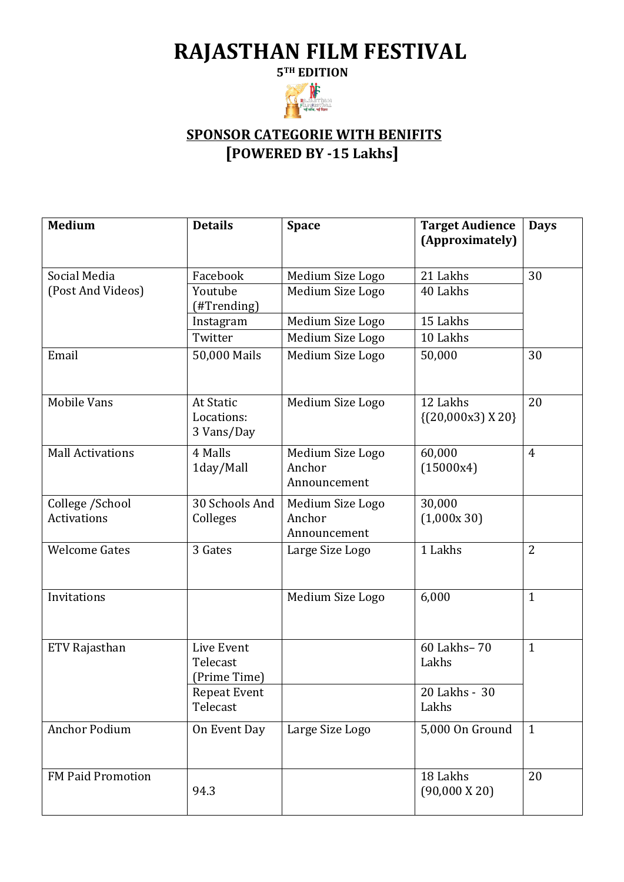# RAJASTHAN FILM FESTIVAL

**5TH EDITION**

## SPONSOR CATEGORIE WITH BENIFITS

## [POWERED BY -15 Lakhs]

| Medium | Details | Space | Target Audience (Approximately) | Days |
|---|---|---|---|---|
| Social Media (Post And Videos) | Facebook | Medium Size Logo | 21 Lakhs | 30 |
| | Youtube (#Trending) | Medium Size Logo | 40 Lakhs | |
| | Instagram | Medium Size Logo | 15 Lakhs | |
| | Twitter | Medium Size Logo | 10 Lakhs | |
| Email | 50,000 Mails | Medium Size Logo | 50,000 | 30 |
| Mobile Vans | At Static Locations: 3 Vans/Day | Medium Size Logo | 12 Lakhs {(20,000x3) X 20} | 20 |
| Mall Activations | 4 Malls 1day/Mall | Medium Size Logo Anchor Announcement | 60,000 (15000x4) | 4 |
| College /School Activations | 30 Schools And Colleges | Medium Size Logo Anchor Announcement | 30,000 (1,000x 30) | |
| Welcome Gates | 3 Gates | Large Size Logo | 1 Lakhs | 2 |
| Invitations | | Medium Size Logo | 6,000 | 1 |
| ETV Rajasthan | Live Event Telecast (Prime Time) | | 60 Lakhs– 70 Lakhs | 1 |
| | Repeat Event Telecast | | 20 Lakhs - 30 Lakhs | |
| Anchor Podium | On Event Day | Large Size Logo | 5,000 On Ground | 1 |
| FM Paid Promotion | 94.3 | | 18 Lakhs (90,000 X 20) | 20 |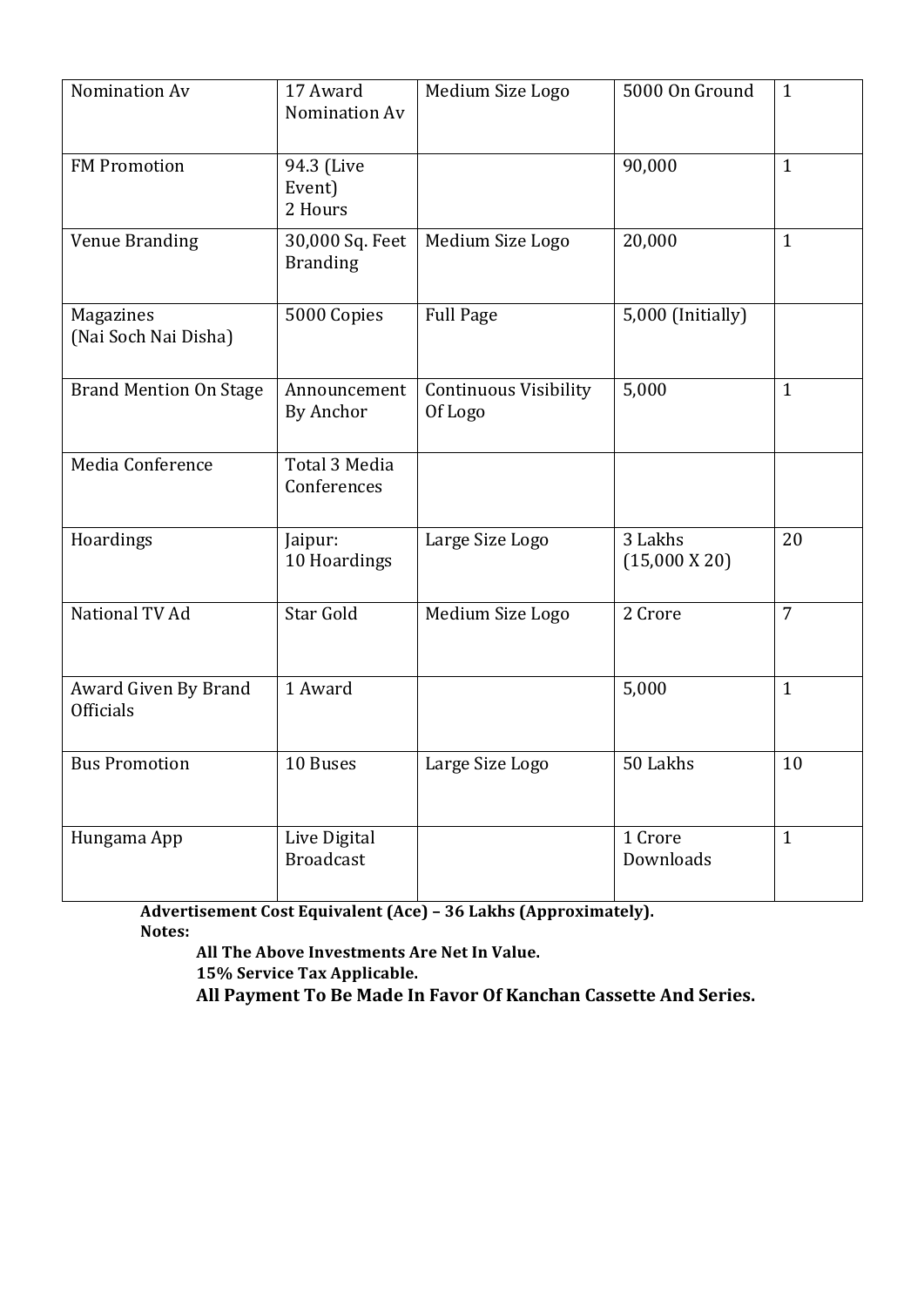| | | | | |
|---|---|---|---|---|
| Nomination Av | 17 Award Nomination Av | Medium Size Logo | 5000 On Ground | 1 |
| FM Promotion | 94.3 (Live Event) 2 Hours | | 90,000 | 1 |
| Venue Branding | 30,000 Sq. Feet Branding | Medium Size Logo | 20,000 | 1 |
| Magazines (Nai Soch Nai Disha) | 5000 Copies | Full Page | 5,000 (Initially) | |
| Brand Mention On Stage | Announcement By Anchor | Continuous Visibility Of Logo | 5,000 | 1 |
| Media Conference | Total 3 Media Conferences | | | |
| Hoardings | Jaipur: 10 Hoardings | Large Size Logo | 3 Lakhs (15,000 X 20) | 20 |
| National TV Ad | Star Gold | Medium Size Logo | 2 Crore | 7 |
| Award Given By Brand Officials | 1 Award | | 5,000 | 1 |
| Bus Promotion | 10 Buses | Large Size Logo | 50 Lakhs | 10 |
| Hungama App | Live Digital Broadcast | | 1 Crore Downloads | 1 |

**Advertisement Cost Equivalent (Ace) – 36 Lakhs (Approximately).**

**Notes:**

**All The Above Investments Are Net In Value.**

**15% Service Tax Applicable.**

**All Payment To Be Made In Favor Of Kanchan Cassette And Series.**